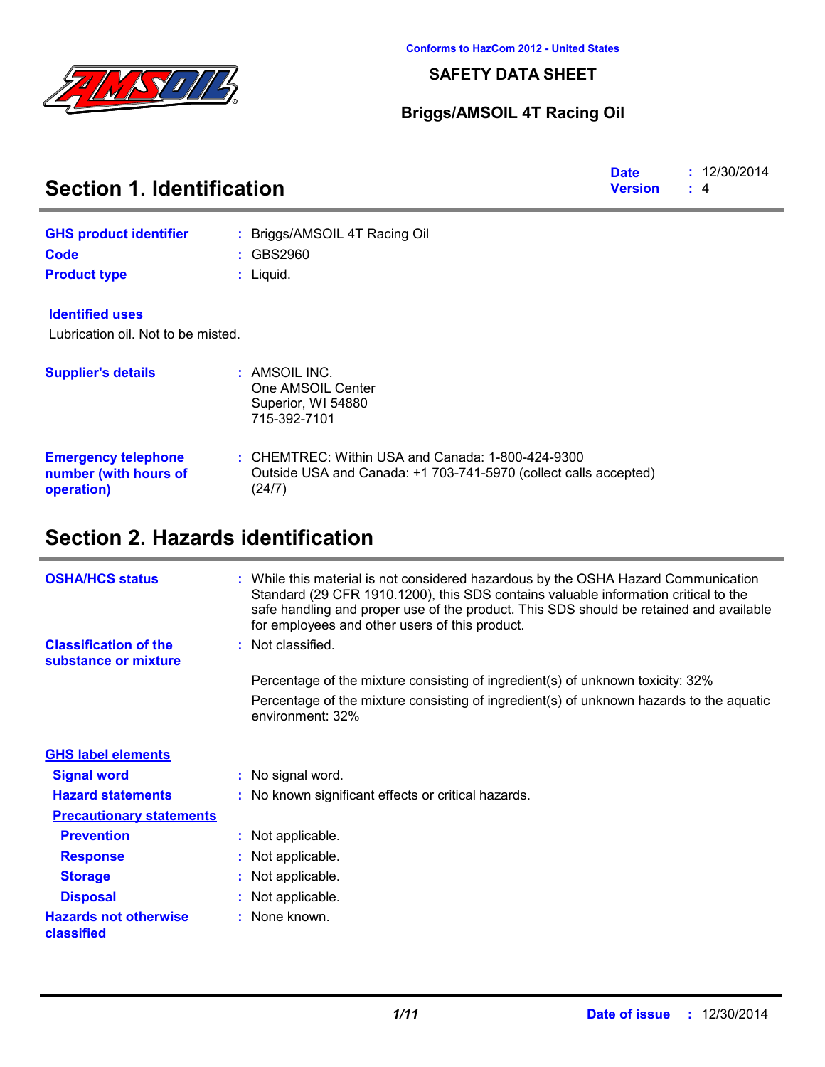Conforms to HazCom 2012 - United States

# SAFETY DATA SHEET

## Briggs/AMSOIL 4T Racing Oil

## Section 1. Identification

**Date** : 12/30/2014
**Version** : 4

**GHS product identifier** : Briggs/AMSOIL 4T Racing Oil

**Code** : GBS2960

**Product type** : Liquid.

**Identified uses**

Lubrication oil. Not to be misted.

**Supplier's details** : AMSOIL INC.
One AMSOIL Center
Superior, WI 54880
715-392-7101

**Emergency telephone number (with hours of operation)** : CHEMTREC: Within USA and Canada: 1-800-424-9300
Outside USA and Canada: +1 703-741-5970 (collect calls accepted)
(24/7)

## Section 2. Hazards identification

**OSHA/HCS status** : While this material is not considered hazardous by the OSHA Hazard Communication Standard (29 CFR 1910.1200), this SDS contains valuable information critical to the safe handling and proper use of the product. This SDS should be retained and available for employees and other users of this product.

**Classification of the substance or mixture** : Not classified.

Percentage of the mixture consisting of ingredient(s) of unknown toxicity: 32%

Percentage of the mixture consisting of ingredient(s) of unknown hazards to the aquatic environment: 32%

**GHS label elements**

**Signal word** : No signal word.

**Hazard statements** : No known significant effects or critical hazards.

**Precautionary statements**

**Prevention** : Not applicable.

**Response** : Not applicable.

**Storage** : Not applicable.

**Disposal** : Not applicable.

**Hazards not otherwise classified** : None known.

**Date of issue** : 12/30/2014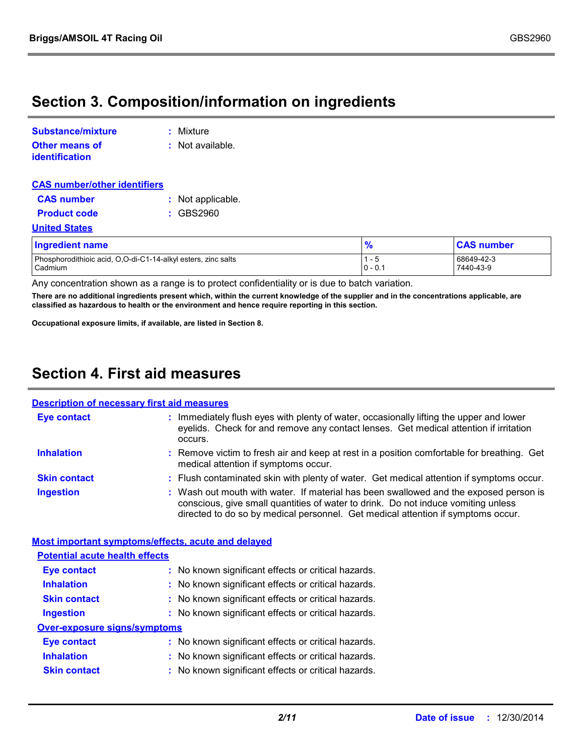## Section 3. Composition/information on ingredients

**Substance/mixture** : Mixture

**Other means of identification** : Not available.

**CAS number/other identifiers**

**CAS number** : Not applicable.

**Product code** : GBS2960

**United States**

| Ingredient name | % | CAS number |
|---|---|---|
| Phosphorodithioic acid, O,O-di-C1-14-alkyl esters, zinc salts | 1 - 5 | 68649-42-3 |
| Cadmium | 0 - 0.1 | 7440-43-9 |

Any concentration shown as a range is to protect confidentiality or is due to batch variation.

**There are no additional ingredients present which, within the current knowledge of the supplier and in the concentrations applicable, are classified as hazardous to health or the environment and hence require reporting in this section.**

**Occupational exposure limits, if available, are listed in Section 8.**

## Section 4. First aid measures

**Description of necessary first aid measures**

**Eye contact** : Immediately flush eyes with plenty of water, occasionally lifting the upper and lower eyelids. Check for and remove any contact lenses. Get medical attention if irritation occurs.

**Inhalation** : Remove victim to fresh air and keep at rest in a position comfortable for breathing. Get medical attention if symptoms occur.

**Skin contact** : Flush contaminated skin with plenty of water. Get medical attention if symptoms occur.

**Ingestion** : Wash out mouth with water. If material has been swallowed and the exposed person is conscious, give small quantities of water to drink. Do not induce vomiting unless directed to do so by medical personnel. Get medical attention if symptoms occur.

**Most important symptoms/effects, acute and delayed**

**Potential acute health effects**

**Eye contact** : No known significant effects or critical hazards.

**Inhalation** : No known significant effects or critical hazards.

**Skin contact** : No known significant effects or critical hazards.

**Ingestion** : No known significant effects or critical hazards.

**Over-exposure signs/symptoms**

**Eye contact** : No known significant effects or critical hazards.

**Inhalation** : No known significant effects or critical hazards.

**Skin contact** : No known significant effects or critical hazards.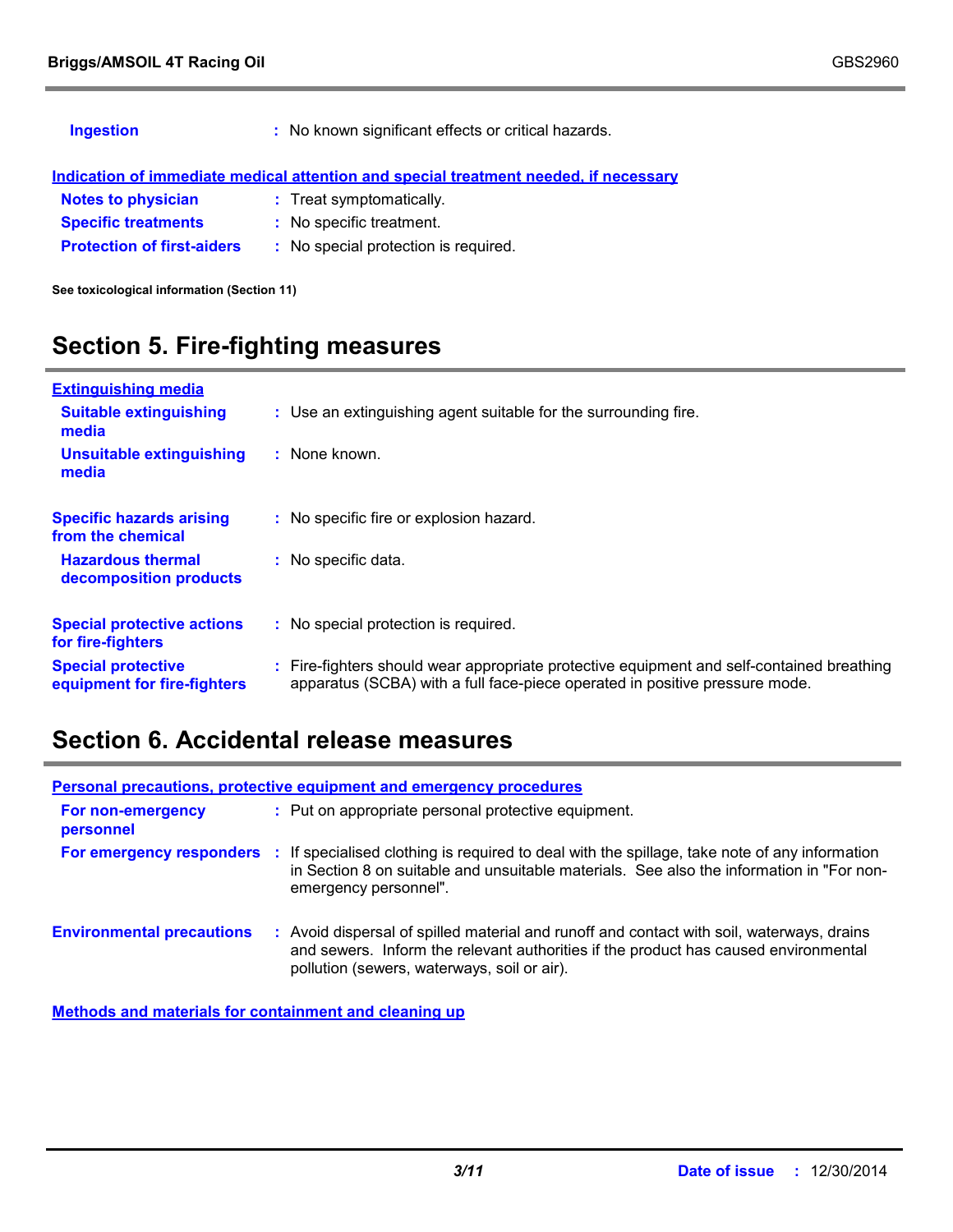**Ingestion** : No known significant effects or critical hazards.

**Indication of immediate medical attention and special treatment needed, if necessary**

**Notes to physician** : Treat symptomatically.

**Specific treatments** : No specific treatment.

**Protection of first-aiders** : No special protection is required.

**See toxicological information (Section 11)**

## Section 5. Fire-fighting measures

**Extinguishing media**

**Suitable extinguishing media** : Use an extinguishing agent suitable for the surrounding fire.

**Unsuitable extinguishing media** : None known.

**Specific hazards arising from the chemical** : No specific fire or explosion hazard.

**Hazardous thermal decomposition products** : No specific data.

**Special protective actions for fire-fighters** : No special protection is required.

**Special protective equipment for fire-fighters** : Fire-fighters should wear appropriate protective equipment and self-contained breathing apparatus (SCBA) with a full face-piece operated in positive pressure mode.

## Section 6. Accidental release measures

**Personal precautions, protective equipment and emergency procedures**

**For non-emergency personnel** : Put on appropriate personal protective equipment.

**For emergency responders** : If specialised clothing is required to deal with the spillage, take note of any information in Section 8 on suitable and unsuitable materials. See also the information in "For non-emergency personnel".

**Environmental precautions** : Avoid dispersal of spilled material and runoff and contact with soil, waterways, drains and sewers. Inform the relevant authorities if the product has caused environmental pollution (sewers, waterways, soil or air).

**Methods and materials for containment and cleaning up**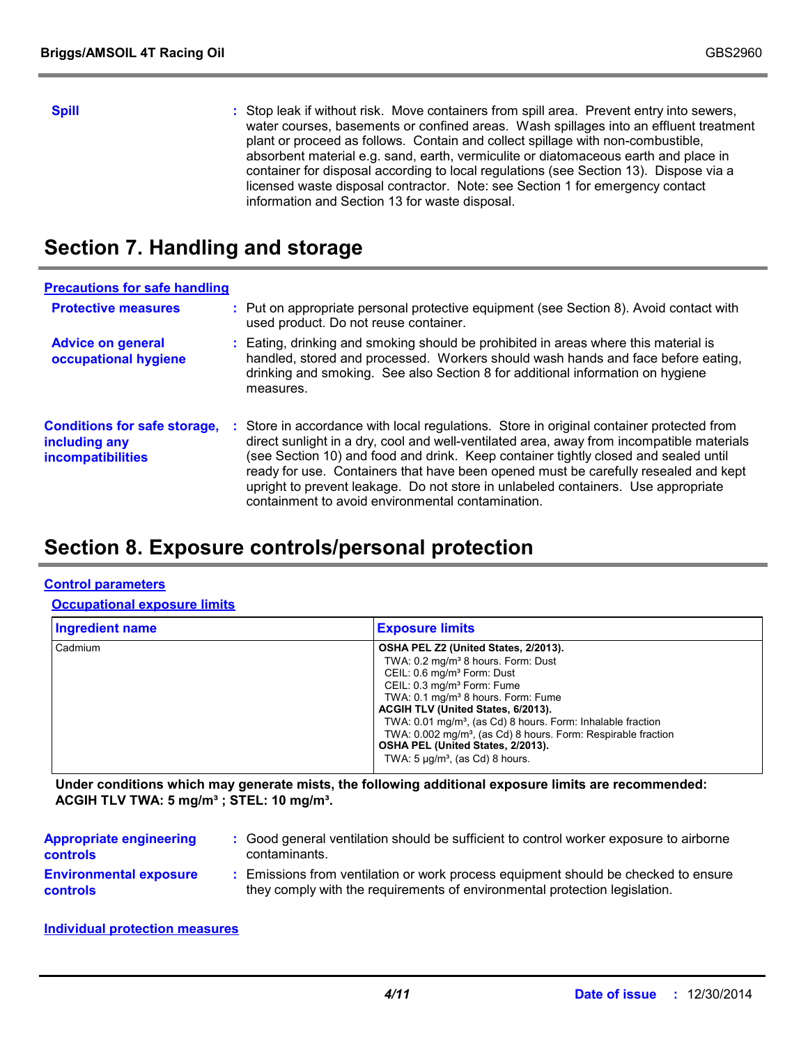**Spill** : Stop leak if without risk. Move containers from spill area. Prevent entry into sewers, water courses, basements or confined areas. Wash spillages into an effluent treatment plant or proceed as follows. Contain and collect spillage with non-combustible, absorbent material e.g. sand, earth, vermiculite or diatomaceous earth and place in container for disposal according to local regulations (see Section 13). Dispose via a licensed waste disposal contractor. Note: see Section 1 for emergency contact information and Section 13 for waste disposal.

# Section 7. Handling and storage

## Precautions for safe handling

**Protective measures** : Put on appropriate personal protective equipment (see Section 8). Avoid contact with used product. Do not reuse container.

**Advice on general occupational hygiene** : Eating, drinking and smoking should be prohibited in areas where this material is handled, stored and processed. Workers should wash hands and face before eating, drinking and smoking. See also Section 8 for additional information on hygiene measures.

**Conditions for safe storage, including any incompatibilities** : Store in accordance with local regulations. Store in original container protected from direct sunlight in a dry, cool and well-ventilated area, away from incompatible materials (see Section 10) and food and drink. Keep container tightly closed and sealed until ready for use. Containers that have been opened must be carefully resealed and kept upright to prevent leakage. Do not store in unlabeled containers. Use appropriate containment to avoid environmental contamination.

# Section 8. Exposure controls/personal protection

## Control parameters

### Occupational exposure limits

| Ingredient name | Exposure limits |
|---|---|
| Cadmium | **OSHA PEL Z2 (United States, 2/2013).**<br>TWA: 0.2 mg/m³ 8 hours. Form: Dust<br>CEIL: 0.6 mg/m³ Form: Dust<br>CEIL: 0.3 mg/m³ Form: Fume<br>TWA: 0.1 mg/m³ 8 hours. Form: Fume<br>**ACGIH TLV (United States, 6/2013).**<br>TWA: 0.01 mg/m³, (as Cd) 8 hours. Form: Inhalable fraction<br>TWA: 0.002 mg/m³, (as Cd) 8 hours. Form: Respirable fraction<br>**OSHA PEL (United States, 2/2013).**<br>TWA: 5 µg/m³, (as Cd) 8 hours. |

**Under conditions which may generate mists, the following additional exposure limits are recommended: ACGIH TLV TWA: 5 mg/m³ ; STEL: 10 mg/m³.**

**Appropriate engineering controls** : Good general ventilation should be sufficient to control worker exposure to airborne contaminants.

**Environmental exposure controls** : Emissions from ventilation or work process equipment should be checked to ensure they comply with the requirements of environmental protection legislation.

## Individual protection measures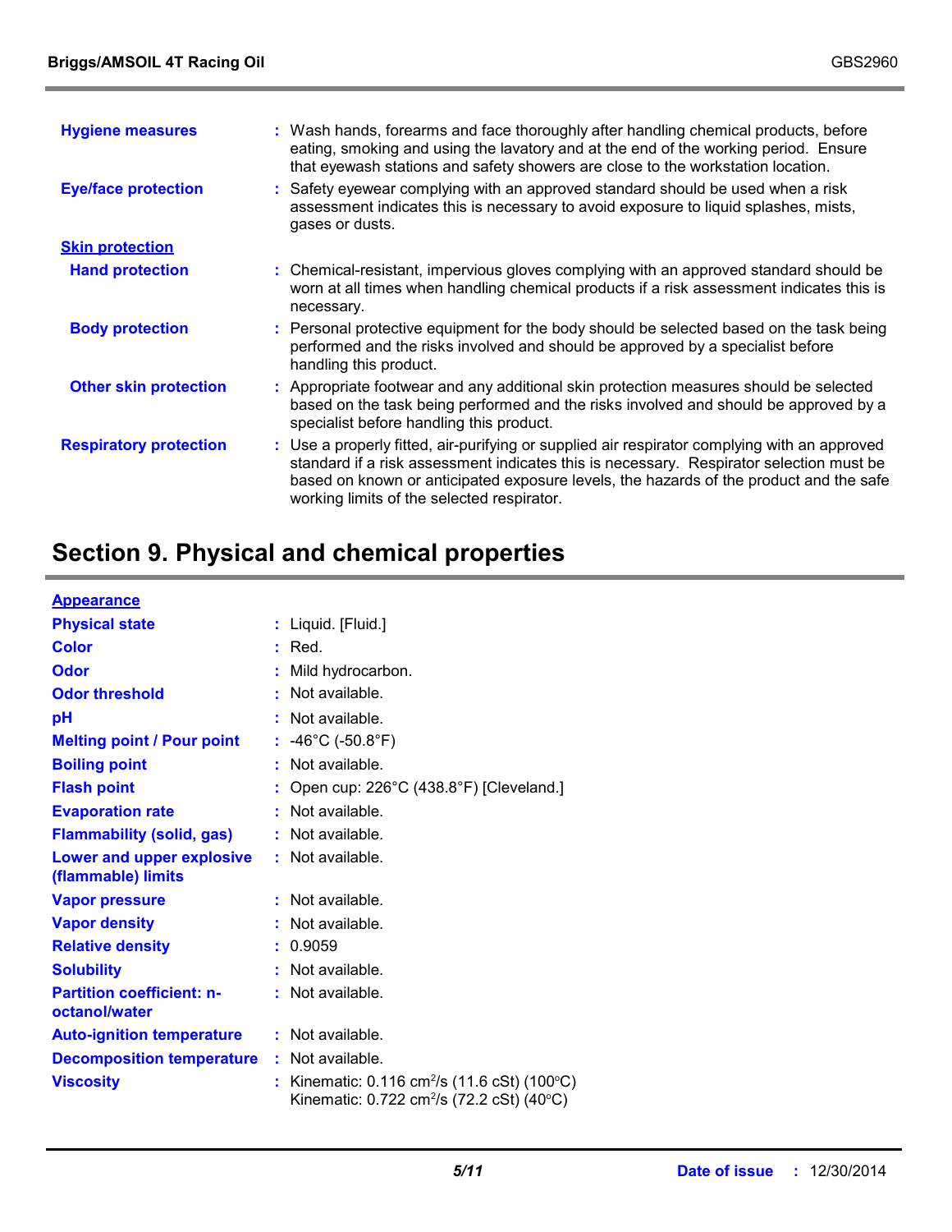| | |
|---|---|
| **Hygiene measures** | : Wash hands, forearms and face thoroughly after handling chemical products, before eating, smoking and using the lavatory and at the end of the working period. Ensure that eyewash stations and safety showers are close to the workstation location. |
| **Eye/face protection** | : Safety eyewear complying with an approved standard should be used when a risk assessment indicates this is necessary to avoid exposure to liquid splashes, mists, gases or dusts. |

**Skin protection**

| | |
|---|---|
| **Hand protection** | : Chemical-resistant, impervious gloves complying with an approved standard should be worn at all times when handling chemical products if a risk assessment indicates this is necessary. |
| **Body protection** | : Personal protective equipment for the body should be selected based on the task being performed and the risks involved and should be approved by a specialist before handling this product. |
| **Other skin protection** | : Appropriate footwear and any additional skin protection measures should be selected based on the task being performed and the risks involved and should be approved by a specialist before handling this product. |
| **Respiratory protection** | : Use a properly fitted, air-purifying or supplied air respirator complying with an approved standard if a risk assessment indicates this is necessary. Respirator selection must be based on known or anticipated exposure levels, the hazards of the product and the safe working limits of the selected respirator. |

## Section 9. Physical and chemical properties

**Appearance**

| | |
|---|---|
| **Physical state** | : Liquid. [Fluid.] |
| **Color** | : Red. |
| **Odor** | : Mild hydrocarbon. |
| **Odor threshold** | : Not available. |
| **pH** | : Not available. |
| **Melting point / Pour point** | : -46°C (-50.8°F) |
| **Boiling point** | : Not available. |
| **Flash point** | : Open cup: 226°C (438.8°F) [Cleveland.] |
| **Evaporation rate** | : Not available. |
| **Flammability (solid, gas)** | : Not available. |
| **Lower and upper explosive (flammable) limits** | : Not available. |
| **Vapor pressure** | : Not available. |
| **Vapor density** | : Not available. |
| **Relative density** | : 0.9059 |
| **Solubility** | : Not available. |
| **Partition coefficient: n-octanol/water** | : Not available. |
| **Auto-ignition temperature** | : Not available. |
| **Decomposition temperature** | : Not available. |
| **Viscosity** | : Kinematic: 0.116 $cm^2/s$ (11.6 cSt) (100°C)<br>Kinematic: 0.722 $cm^2/s$ (72.2 cSt) (40°C) |

**Date of issue** : 12/30/2014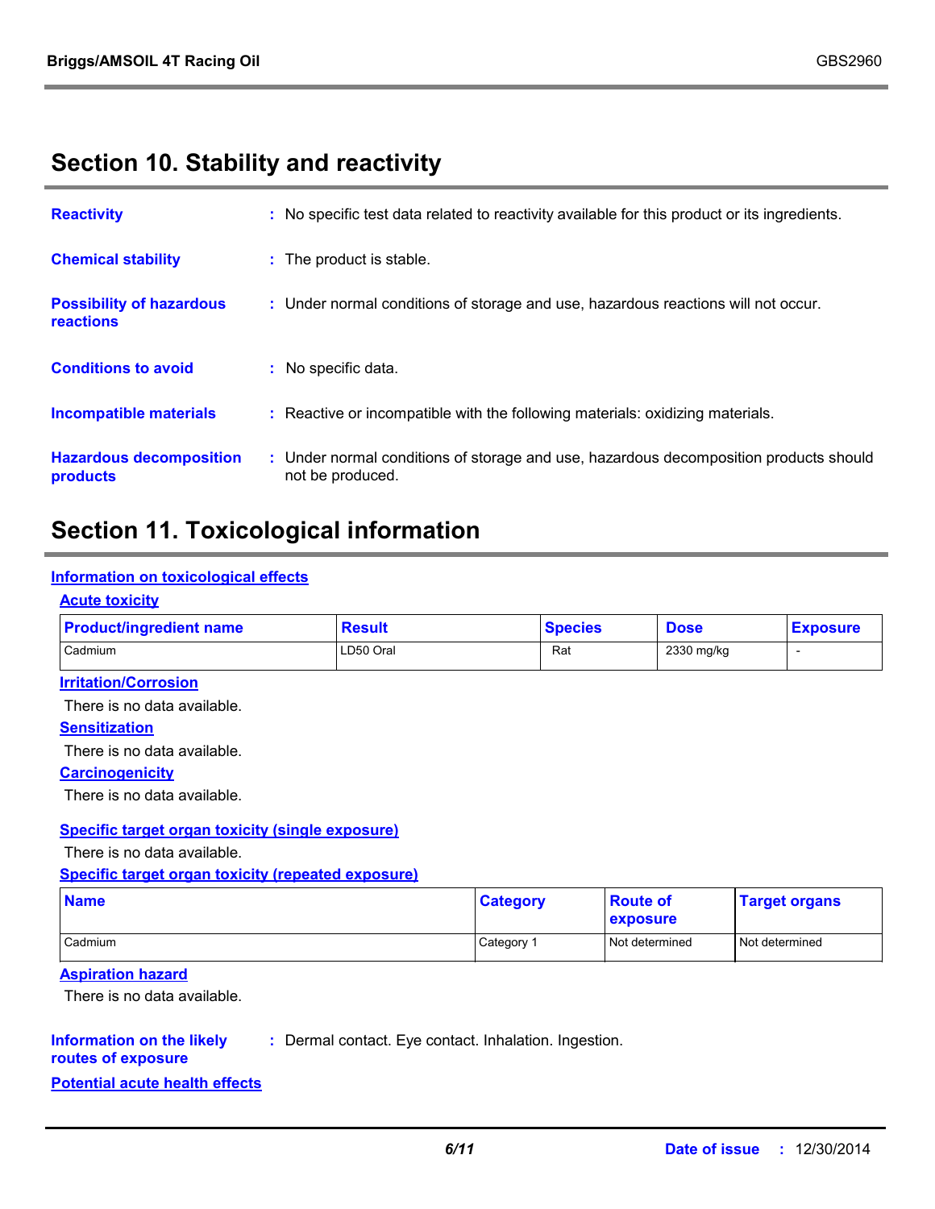## Section 10. Stability and reactivity

**Reactivity** : No specific test data related to reactivity available for this product or its ingredients.

**Chemical stability** : The product is stable.

**Possibility of hazardous reactions** : Under normal conditions of storage and use, hazardous reactions will not occur.

**Conditions to avoid** : No specific data.

**Incompatible materials** : Reactive or incompatible with the following materials: oxidizing materials.

**Hazardous decomposition products** : Under normal conditions of storage and use, hazardous decomposition products should not be produced.

## Section 11. Toxicological information

### Information on toxicological effects

#### Acute toxicity

| Product/ingredient name | Result | Species | Dose | Exposure |
| --- | --- | --- | --- | --- |
| Cadmium | LD50 Oral | Rat | 2330 mg/kg | - |

#### Irritation/Corrosion

There is no data available.

#### Sensitization

There is no data available.

#### Carcinogenicity

There is no data available.

#### Specific target organ toxicity (single exposure)

There is no data available.

#### Specific target organ toxicity (repeated exposure)

| Name | Category | Route of exposure | Target organs |
| --- | --- | --- | --- |
| Cadmium | Category 1 | Not determined | Not determined |

#### Aspiration hazard

There is no data available.

**Information on the likely routes of exposure** : Dermal contact. Eye contact. Inhalation. Ingestion.

### Potential acute health effects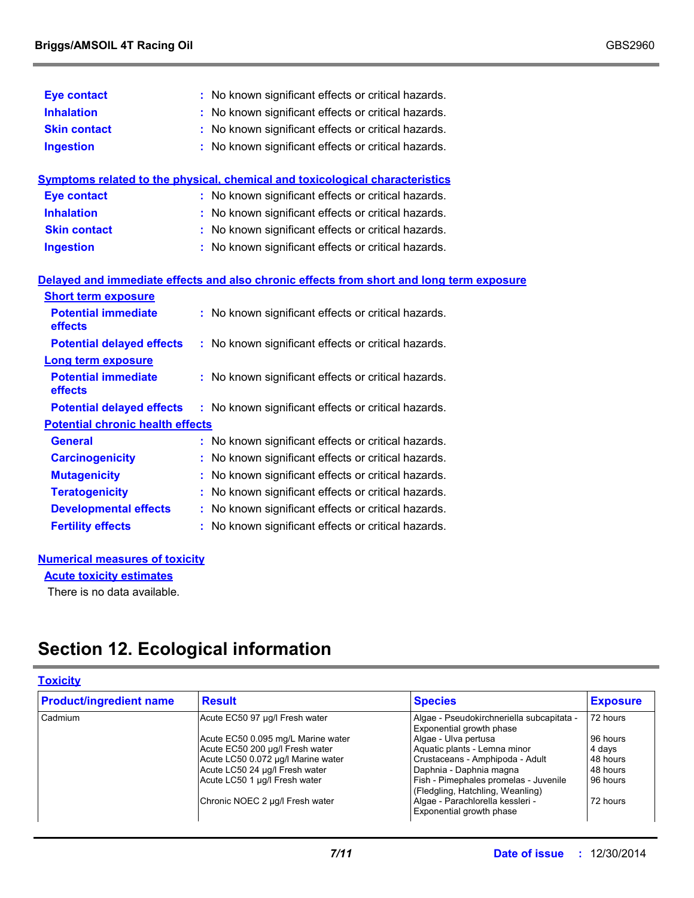**Eye contact** : No known significant effects or critical hazards.

**Inhalation** : No known significant effects or critical hazards.

**Skin contact** : No known significant effects or critical hazards.

**Ingestion** : No known significant effects or critical hazards.

**Symptoms related to the physical, chemical and toxicological characteristics**

**Eye contact** : No known significant effects or critical hazards.

**Inhalation** : No known significant effects or critical hazards.

**Skin contact** : No known significant effects or critical hazards.

**Ingestion** : No known significant effects or critical hazards.

**Delayed and immediate effects and also chronic effects from short and long term exposure**

**Short term exposure**

**Potential immediate effects** : No known significant effects or critical hazards.

**Potential delayed effects** : No known significant effects or critical hazards.

**Long term exposure**

**Potential immediate effects** : No known significant effects or critical hazards.

**Potential delayed effects** : No known significant effects or critical hazards.

**Potential chronic health effects**

**General** : No known significant effects or critical hazards.

**Carcinogenicity** : No known significant effects or critical hazards.

**Mutagenicity** : No known significant effects or critical hazards.

**Teratogenicity** : No known significant effects or critical hazards.

**Developmental effects** : No known significant effects or critical hazards.

**Fertility effects** : No known significant effects or critical hazards.

**Numerical measures of toxicity**

**Acute toxicity estimates**

There is no data available.

# Section 12. Ecological information

**Toxicity**

| Product/ingredient name | Result | Species | Exposure |
|---|---|---|---|
| Cadmium | Acute EC50 97 µg/l Fresh water | Algae - Pseudokirchneriella subcapitata - Exponential growth phase | 72 hours |
| | Acute EC50 0.095 mg/L Marine water | Algae - Ulva pertusa | 96 hours |
| | Acute EC50 200 µg/l Fresh water | Aquatic plants - Lemna minor | 4 days |
| | Acute LC50 0.072 µg/l Marine water | Crustaceans - Amphipoda - Adult | 48 hours |
| | Acute LC50 24 µg/l Fresh water | Daphnia - Daphnia magna | 48 hours |
| | Acute LC50 1 µg/l Fresh water | Fish - Pimephales promelas - Juvenile (Fledgling, Hatchling, Weanling) | 96 hours |
| | Chronic NOEC 2 µg/l Fresh water | Algae - Parachlorella kessleri - Exponential growth phase | 72 hours |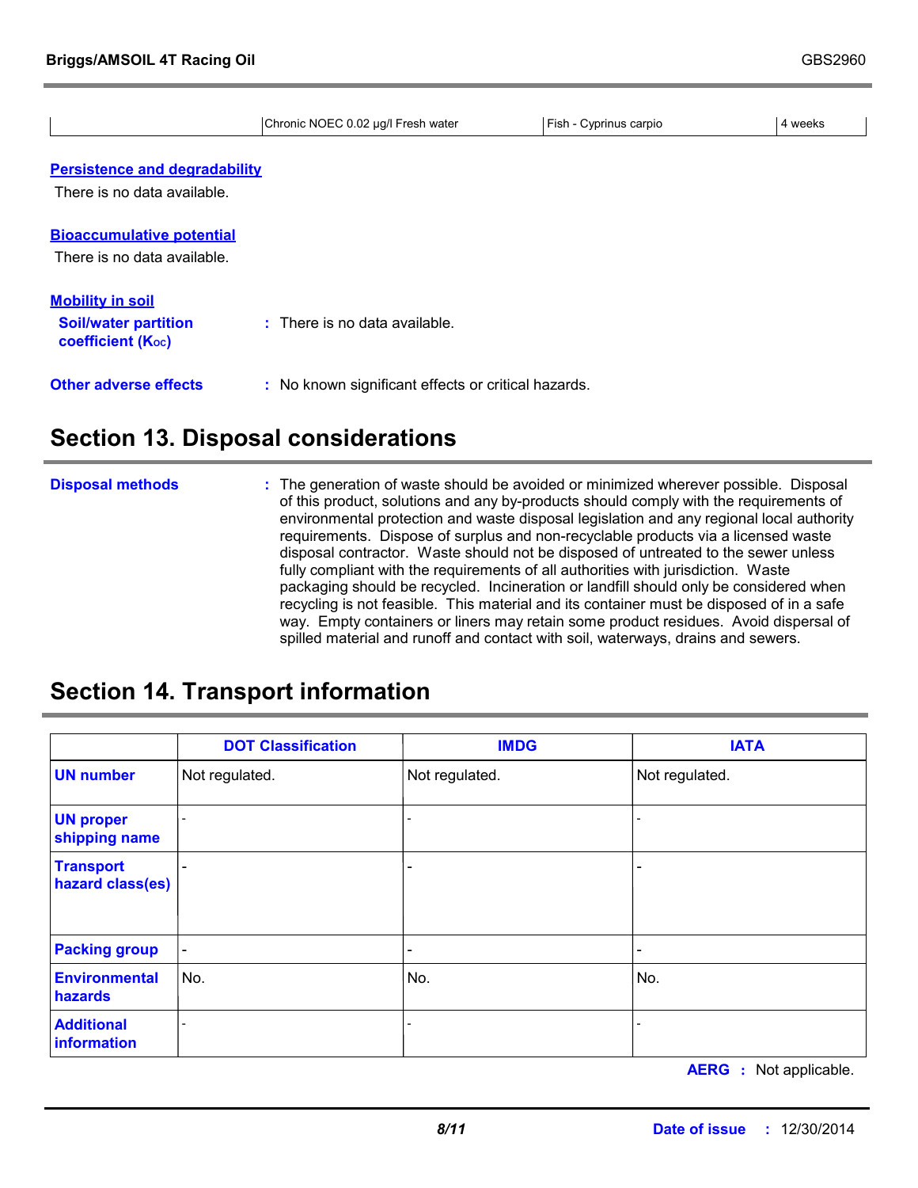| | Chronic NOEC 0.02 µg/l Fresh water | Fish - Cyprinus carpio | 4 weeks |
|---|---|---|---|

**Persistence and degradability**

There is no data available.

**Bioaccumulative potential**

There is no data available.

**Mobility in soil**

**Soil/water partition coefficient ($K_{OC}$)** : There is no data available.

**Other adverse effects** : No known significant effects or critical hazards.

## Section 13. Disposal considerations

**Disposal methods** : The generation of waste should be avoided or minimized wherever possible. Disposal of this product, solutions and any by-products should comply with the requirements of environmental protection and waste disposal legislation and any regional local authority requirements. Dispose of surplus and non-recyclable products via a licensed waste disposal contractor. Waste should not be disposed of untreated to the sewer unless fully compliant with the requirements of all authorities with jurisdiction. Waste packaging should be recycled. Incineration or landfill should only be considered when recycling is not feasible. This material and its container must be disposed of in a safe way. Empty containers or liners may retain some product residues. Avoid dispersal of spilled material and runoff and contact with soil, waterways, drains and sewers.

## Section 14. Transport information

| | DOT Classification | IMDG | IATA |
|---|---|---|---|
| **UN number** | Not regulated. | Not regulated. | Not regulated. |
| **UN proper shipping name** | - | - | - |
| **Transport hazard class(es)** | - | - | - |
| **Packing group** | - | - | - |
| **Environmental hazards** | No. | No. | No. |
| **Additional information** | - | - | - |

**AERG** : Not applicable.

**Date of issue** : 12/30/2014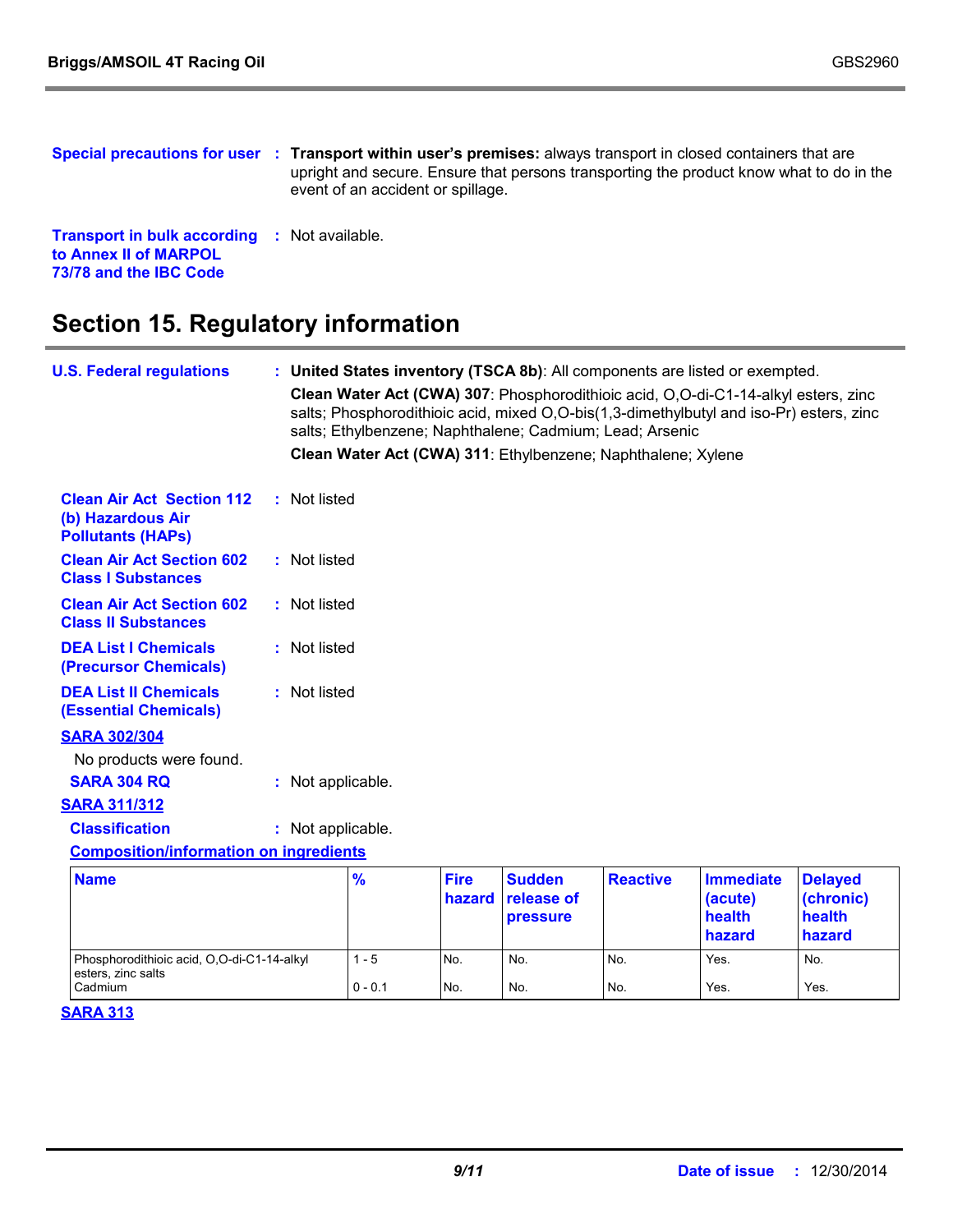**Special precautions for user** : **Transport within user's premises:** always transport in closed containers that are upright and secure. Ensure that persons transporting the product know what to do in the event of an accident or spillage.

**Transport in bulk according to Annex II of MARPOL 73/78 and the IBC Code** : Not available.

# Section 15. Regulatory information

**U.S. Federal regulations** : **United States inventory (TSCA 8b)**: All components are listed or exempted.

**Clean Water Act (CWA) 307**: Phosphorodithioic acid, O,O-di-C1-14-alkyl esters, zinc salts; Phosphorodithioic acid, mixed O,O-bis(1,3-dimethylbutyl and iso-Pr) esters, zinc salts; Ethylbenzene; Naphthalene; Cadmium; Lead; Arsenic

**Clean Water Act (CWA) 311**: Ethylbenzene; Naphthalene; Xylene

**Clean Air Act Section 112 (b) Hazardous Air Pollutants (HAPs)** : Not listed

**Clean Air Act Section 602 Class I Substances** : Not listed

**Clean Air Act Section 602 Class II Substances** : Not listed

**DEA List I Chemicals (Precursor Chemicals)** : Not listed

**DEA List II Chemicals (Essential Chemicals)** : Not listed

**SARA 302/304**

No products were found.

**SARA 304 RQ** : Not applicable.

**SARA 311/312**

**Classification** : Not applicable.

**Composition/information on ingredients**

| Name | % | Fire hazard | Sudden release of pressure | Reactive | Immediate (acute) health hazard | Delayed (chronic) health hazard |
|---|---|---|---|---|---|---|
| Phosphorodithioic acid, O,O-di-C1-14-alkyl esters, zinc salts | 1 - 5 | No. | No. | No. | Yes. | No. |
| Cadmium | 0 - 0.1 | No. | No. | No. | Yes. | Yes. |

**SARA 313**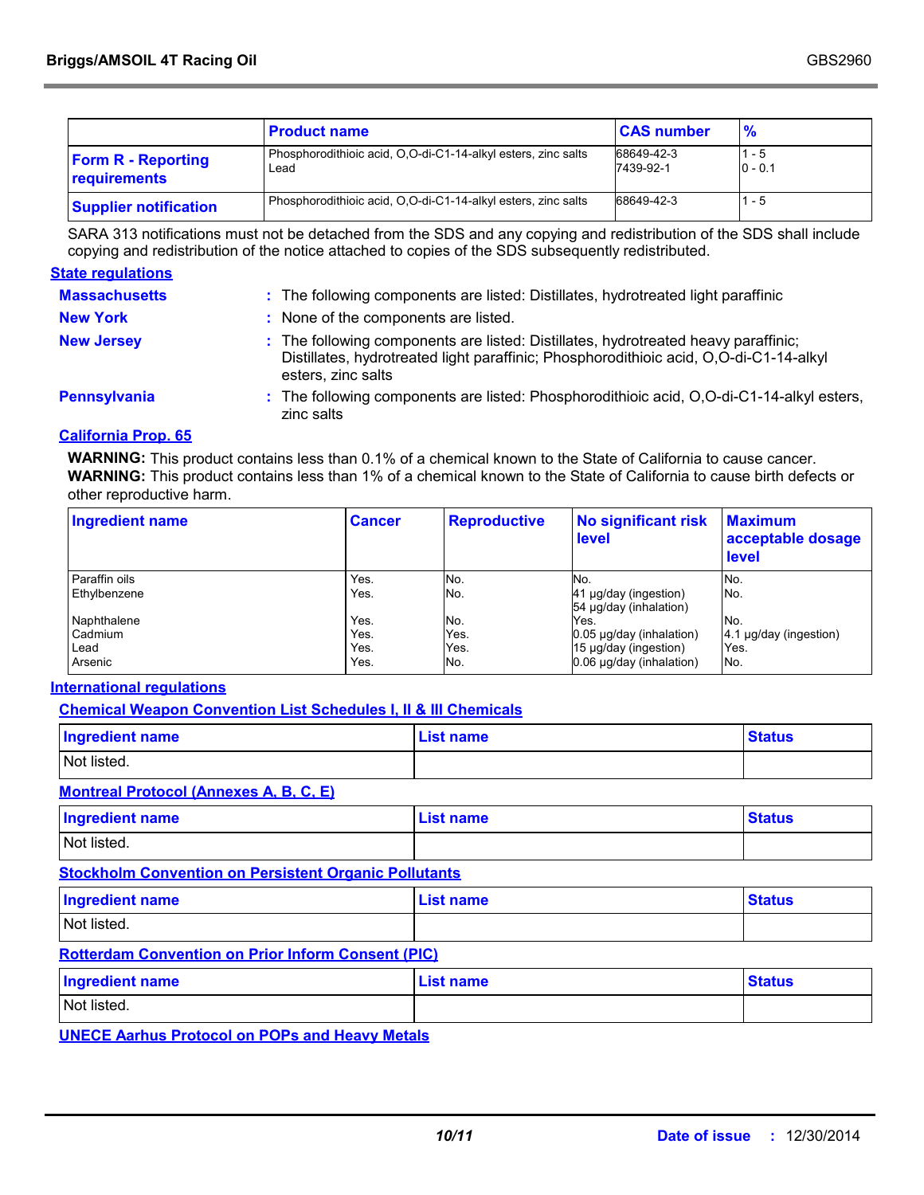| | Product name | CAS number | % |
|---|---|---|---|
| **Form R - Reporting requirements** | Phosphorodithioic acid, O,O-di-C1-14-alkyl esters, zinc salts<br>Lead | 68649-42-3<br>7439-92-1 | 1 - 5<br>0 - 0.1 |
| **Supplier notification** | Phosphorodithioic acid, O,O-di-C1-14-alkyl esters, zinc salts | 68649-42-3 | 1 - 5 |

SARA 313 notifications must not be detached from the SDS and any copying and redistribution of the SDS shall include copying and redistribution of the notice attached to copies of the SDS subsequently redistributed.

## State regulations

**Massachusetts** : The following components are listed: Distillates, hydrotreated light paraffinic

**New York** : None of the components are listed.

**New Jersey** : The following components are listed: Distillates, hydrotreated heavy paraffinic; Distillates, hydrotreated light paraffinic; Phosphorodithioic acid, O,O-di-C1-14-alkyl esters, zinc salts

**Pennsylvania** : The following components are listed: Phosphorodithioic acid, O,O-di-C1-14-alkyl esters, zinc salts

### California Prop. 65

**WARNING:** This product contains less than 0.1% of a chemical known to the State of California to cause cancer.
**WARNING:** This product contains less than 1% of a chemical known to the State of California to cause birth defects or other reproductive harm.

| Ingredient name | Cancer | Reproductive | No significant risk level | Maximum acceptable dosage level |
|---|---|---|---|---|
| Paraffin oils | Yes. | No. | No. | No. |
| Ethylbenzene | Yes. | No. | 41 µg/day (ingestion)<br>54 µg/day (inhalation) | No. |
| Naphthalene | Yes. | No. | Yes. | No. |
| Cadmium | Yes. | Yes. | 0.05 µg/day (inhalation) | 4.1 µg/day (ingestion) |
| Lead | Yes. | Yes. | 15 µg/day (ingestion) | Yes. |
| Arsenic | Yes. | No. | 0.06 µg/day (inhalation) | No. |

## International regulations

### Chemical Weapon Convention List Schedules I, II & III Chemicals

| Ingredient name | List name | Status |
|---|---|---|
| Not listed. | | |

### Montreal Protocol (Annexes A, B, C, E)

| Ingredient name | List name | Status |
|---|---|---|
| Not listed. | | |

### Stockholm Convention on Persistent Organic Pollutants

| Ingredient name | List name | Status |
|---|---|---|
| Not listed. | | |

### Rotterdam Convention on Prior Inform Consent (PIC)

| Ingredient name | List name | Status |
|---|---|---|
| Not listed. | | |

### UNECE Aarhus Protocol on POPs and Heavy Metals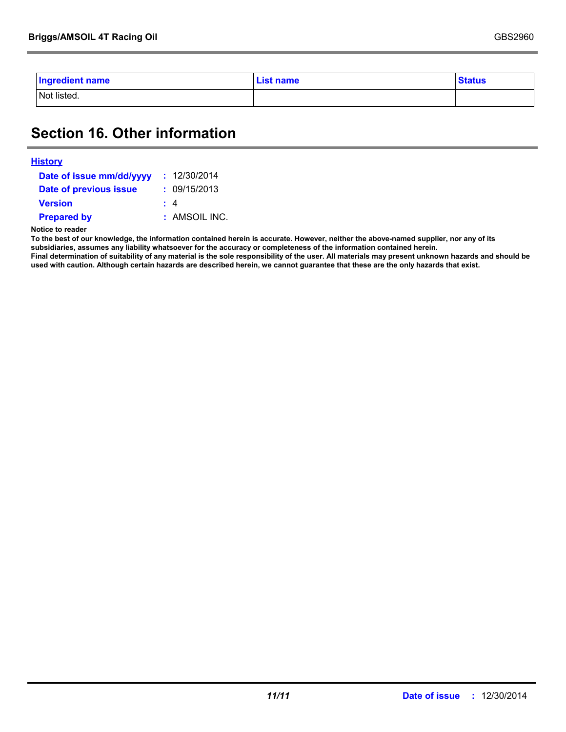| Ingredient name | List name | Status |
| --- | --- | --- |
| Not listed. | | |

# Section 16. Other information

**History**

**Date of issue mm/dd/yyyy** : 12/30/2014

**Date of previous issue** : 09/15/2013

**Version** : 4

**Prepared by** : AMSOIL INC.

**Notice to reader**

**To the best of our knowledge, the information contained herein is accurate. However, neither the above-named supplier, nor any of its subsidiaries, assumes any liability whatsoever for the accuracy or completeness of the information contained herein.**
**Final determination of suitability of any material is the sole responsibility of the user. All materials may present unknown hazards and should be used with caution. Although certain hazards are described herein, we cannot guarantee that these are the only hazards that exist.**